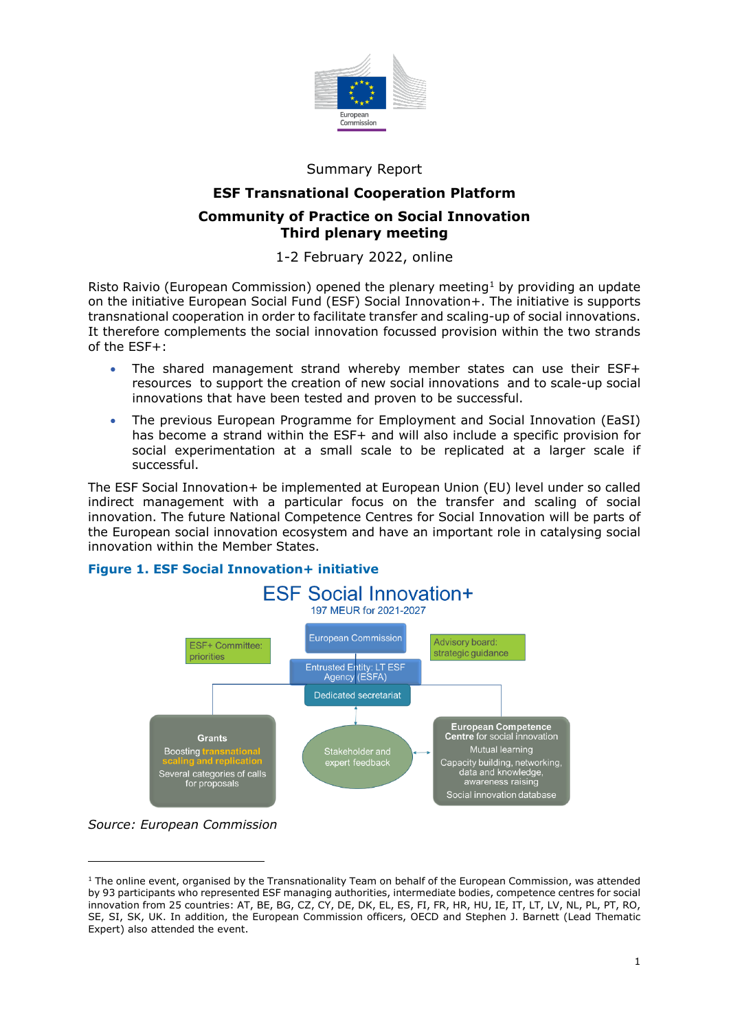Summary Report

# ESF Transnational Cooperation Platform

## Community of Practice on Social Innovation
## Third plenary meeting

1-2 February 2022, online

Risto Raivio (European Commission) opened the plenary meeting[1] by providing an update on the initiative European Social Fund (ESF) Social Innovation+. The initiative is supports transnational cooperation in order to facilitate transfer and scaling-up of social innovations. It therefore complements the social innovation focussed provision within the two strands of the ESF+:

- The shared management strand whereby member states can use their ESF+ resources to support the creation of new social innovations and to scale-up social innovations that have been tested and proven to be successful.
- The previous European Programme for Employment and Social Innovation (EaSI) has become a strand within the ESF+ and will also include a specific provision for social experimentation at a small scale to be replicated at a larger scale if successful.

The ESF Social Innovation+ be implemented at European Union (EU) level under so called indirect management with a particular focus on the transfer and scaling of social innovation. The future National Competence Centres for Social Innovation will be parts of the European social innovation ecosystem and have an important role in catalysing social innovation within the Member States.

**Figure 1. ESF Social Innovation+ initiative**

ESF Social Innovation+
197 MEUR for 2021-2027

- European Commission
- ESF+ Committee: priorities
- Advisory board: strategic guidance
- Entrusted Entity: LT ESF Agency (ESFA)
- Dedicated secretariat
- **Grants**: Boosting transnational scaling and replication; Several categories of calls for proposals
- Stakeholder and expert feedback
- **European Competence Centre** for social innovation: Mutual learning; Capacity building, networking, data and knowledge, awareness raising; Social innovation database

*Source: European Commission*

[1] The online event, organised by the Transnationality Team on behalf of the European Commission, was attended by 93 participants who represented ESF managing authorities, intermediate bodies, competence centres for social innovation from 25 countries: AT, BE, BG, CZ, CY, DE, DK, EL, ES, FI, FR, HR, HU, IE, IT, LT, LV, NL, PL, PT, RO, SE, SI, SK, UK. In addition, the European Commission officers, OECD and Stephen J. Barnett (Lead Thematic Expert) also attended the event.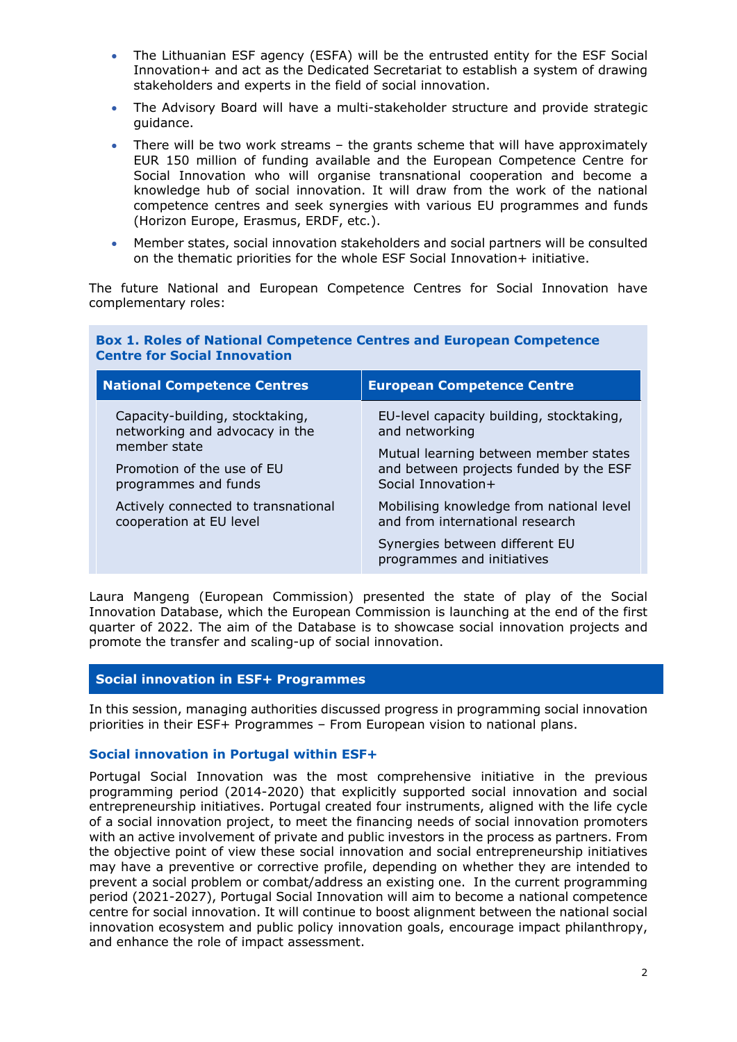- The Lithuanian ESF agency (ESFA) will be the entrusted entity for the ESF Social Innovation+ and act as the Dedicated Secretariat to establish a system of drawing stakeholders and experts in the field of social innovation.
- The Advisory Board will have a multi-stakeholder structure and provide strategic guidance.
- There will be two work streams – the grants scheme that will have approximately EUR 150 million of funding available and the European Competence Centre for Social Innovation who will organise transnational cooperation and become a knowledge hub of social innovation. It will draw from the work of the national competence centres and seek synergies with various EU programmes and funds (Horizon Europe, Erasmus, ERDF, etc.).
- Member states, social innovation stakeholders and social partners will be consulted on the thematic priorities for the whole ESF Social Innovation+ initiative.

The future National and European Competence Centres for Social Innovation have complementary roles:

**Box 1. Roles of National Competence Centres and European Competence Centre for Social Innovation**

| National Competence Centres | European Competence Centre |
|---|---|
| Capacity-building, stocktaking, networking and advocacy in the member state<br><br>Promotion of the use of EU programmes and funds<br><br>Actively connected to transnational cooperation at EU level | EU-level capacity building, stocktaking, and networking<br><br>Mutual learning between member states and between projects funded by the ESF Social Innovation+<br><br>Mobilising knowledge from national level and from international research<br><br>Synergies between different EU programmes and initiatives |

Laura Mangeng (European Commission) presented the state of play of the Social Innovation Database, which the European Commission is launching at the end of the first quarter of 2022. The aim of the Database is to showcase social innovation projects and promote the transfer and scaling-up of social innovation.

## Social innovation in ESF+ Programmes

In this session, managing authorities discussed progress in programming social innovation priorities in their ESF+ Programmes – From European vision to national plans.

### Social innovation in Portugal within ESF+

Portugal Social Innovation was the most comprehensive initiative in the previous programming period (2014-2020) that explicitly supported social innovation and social entrepreneurship initiatives. Portugal created four instruments, aligned with the life cycle of a social innovation project, to meet the financing needs of social innovation promoters with an active involvement of private and public investors in the process as partners. From the objective point of view these social innovation and social entrepreneurship initiatives may have a preventive or corrective profile, depending on whether they are intended to prevent a social problem or combat/address an existing one. In the current programming period (2021-2027), Portugal Social Innovation will aim to become a national competence centre for social innovation. It will continue to boost alignment between the national social innovation ecosystem and public policy innovation goals, encourage impact philanthropy, and enhance the role of impact assessment.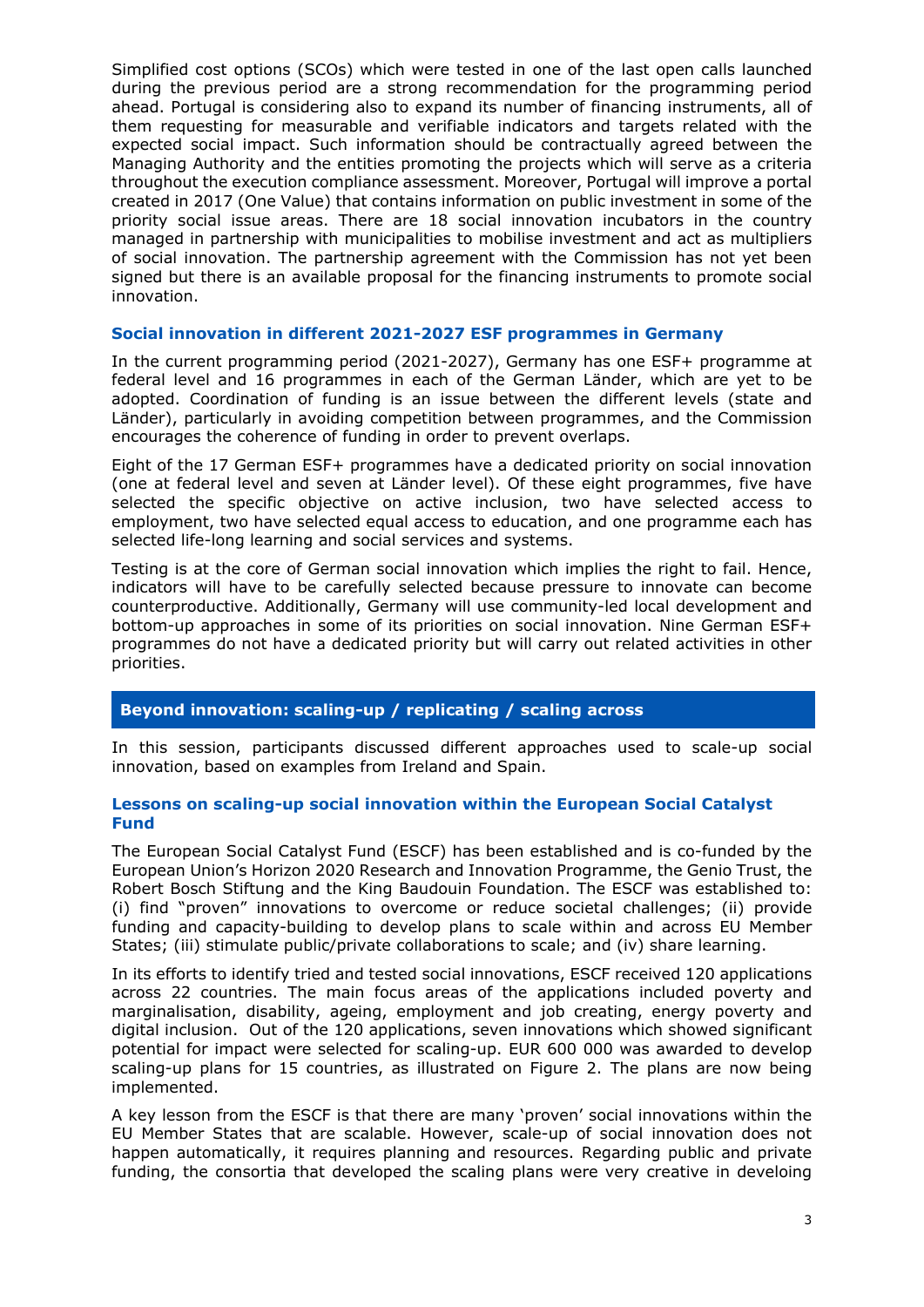Simplified cost options (SCOs) which were tested in one of the last open calls launched during the previous period are a strong recommendation for the programming period ahead. Portugal is considering also to expand its number of financing instruments, all of them requesting for measurable and verifiable indicators and targets related with the expected social impact. Such information should be contractually agreed between the Managing Authority and the entities promoting the projects which will serve as a criteria throughout the execution compliance assessment. Moreover, Portugal will improve a portal created in 2017 (One Value) that contains information on public investment in some of the priority social issue areas. There are 18 social innovation incubators in the country managed in partnership with municipalities to mobilise investment and act as multipliers of social innovation. The partnership agreement with the Commission has not yet been signed but there is an available proposal for the financing instruments to promote social innovation.

### Social innovation in different 2021-2027 ESF programmes in Germany

In the current programming period (2021-2027), Germany has one ESF+ programme at federal level and 16 programmes in each of the German Länder, which are yet to be adopted. Coordination of funding is an issue between the different levels (state and Länder), particularly in avoiding competition between programmes, and the Commission encourages the coherence of funding in order to prevent overlaps.

Eight of the 17 German ESF+ programmes have a dedicated priority on social innovation (one at federal level and seven at Länder level). Of these eight programmes, five have selected the specific objective on active inclusion, two have selected access to employment, two have selected equal access to education, and one programme each has selected life-long learning and social services and systems.

Testing is at the core of German social innovation which implies the right to fail. Hence, indicators will have to be carefully selected because pressure to innovate can become counterproductive. Additionally, Germany will use community-led local development and bottom-up approaches in some of its priorities on social innovation. Nine German ESF+ programmes do not have a dedicated priority but will carry out related activities in other priorities.

## Beyond innovation: scaling-up / replicating / scaling across

In this session, participants discussed different approaches used to scale-up social innovation, based on examples from Ireland and Spain.

### Lessons on scaling-up social innovation within the European Social Catalyst Fund

The European Social Catalyst Fund (ESCF) has been established and is co-funded by the European Union's Horizon 2020 Research and Innovation Programme, the Genio Trust, the Robert Bosch Stiftung and the King Baudouin Foundation. The ESCF was established to: (i) find "proven" innovations to overcome or reduce societal challenges; (ii) provide funding and capacity-building to develop plans to scale within and across EU Member States; (iii) stimulate public/private collaborations to scale; and (iv) share learning.

In its efforts to identify tried and tested social innovations, ESCF received 120 applications across 22 countries. The main focus areas of the applications included poverty and marginalisation, disability, ageing, employment and job creating, energy poverty and digital inclusion. Out of the 120 applications, seven innovations which showed significant potential for impact were selected for scaling-up. EUR 600 000 was awarded to develop scaling-up plans for 15 countries, as illustrated on Figure 2. The plans are now being implemented.

A key lesson from the ESCF is that there are many 'proven' social innovations within the EU Member States that are scalable. However, scale-up of social innovation does not happen automatically, it requires planning and resources. Regarding public and private funding, the consortia that developed the scaling plans were very creative in develoing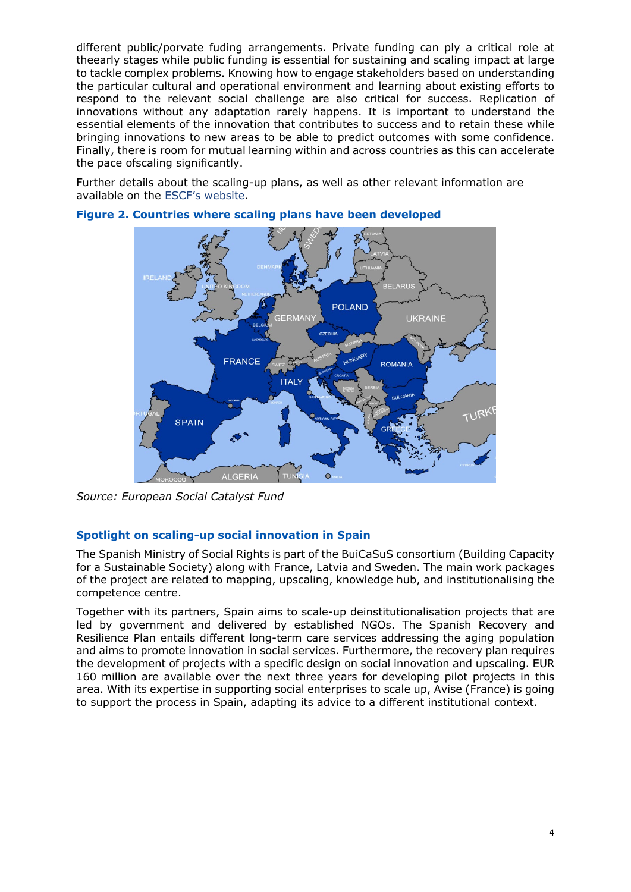different public/porvate fuding arrangements. Private funding can ply a critical role at theearly stages while public funding is essential for sustaining and scaling impact at large to tackle complex problems. Knowing how to engage stakeholders based on understanding the particular cultural and operational environment and learning about existing efforts to respond to the relevant social challenge are also critical for success. Replication of innovations without any adaptation rarely happens. It is important to understand the essential elements of the innovation that contributes to success and to retain these while bringing innovations to new areas to be able to predict outcomes with some confidence. Finally, there is room for mutual learning within and across countries as this can accelerate the pace ofscaling significantly.

Further details about the scaling-up plans, as well as other relevant information are available on the ESCF's website.

**Figure 2. Countries where scaling plans have been developed**

*Source: European Social Catalyst Fund*

## Spotlight on scaling-up social innovation in Spain

The Spanish Ministry of Social Rights is part of the BuiCaSuS consortium (Building Capacity for a Sustainable Society) along with France, Latvia and Sweden. The main work packages of the project are related to mapping, upscaling, knowledge hub, and institutionalising the competence centre.

Together with its partners, Spain aims to scale-up deinstitutionalisation projects that are led by government and delivered by established NGOs. The Spanish Recovery and Resilience Plan entails different long-term care services addressing the aging population and aims to promote innovation in social services. Furthermore, the recovery plan requires the development of projects with a specific design on social innovation and upscaling. EUR 160 million are available over the next three years for developing pilot projects in this area. With its expertise in supporting social enterprises to scale up, Avise (France) is going to support the process in Spain, adapting its advice to a different institutional context.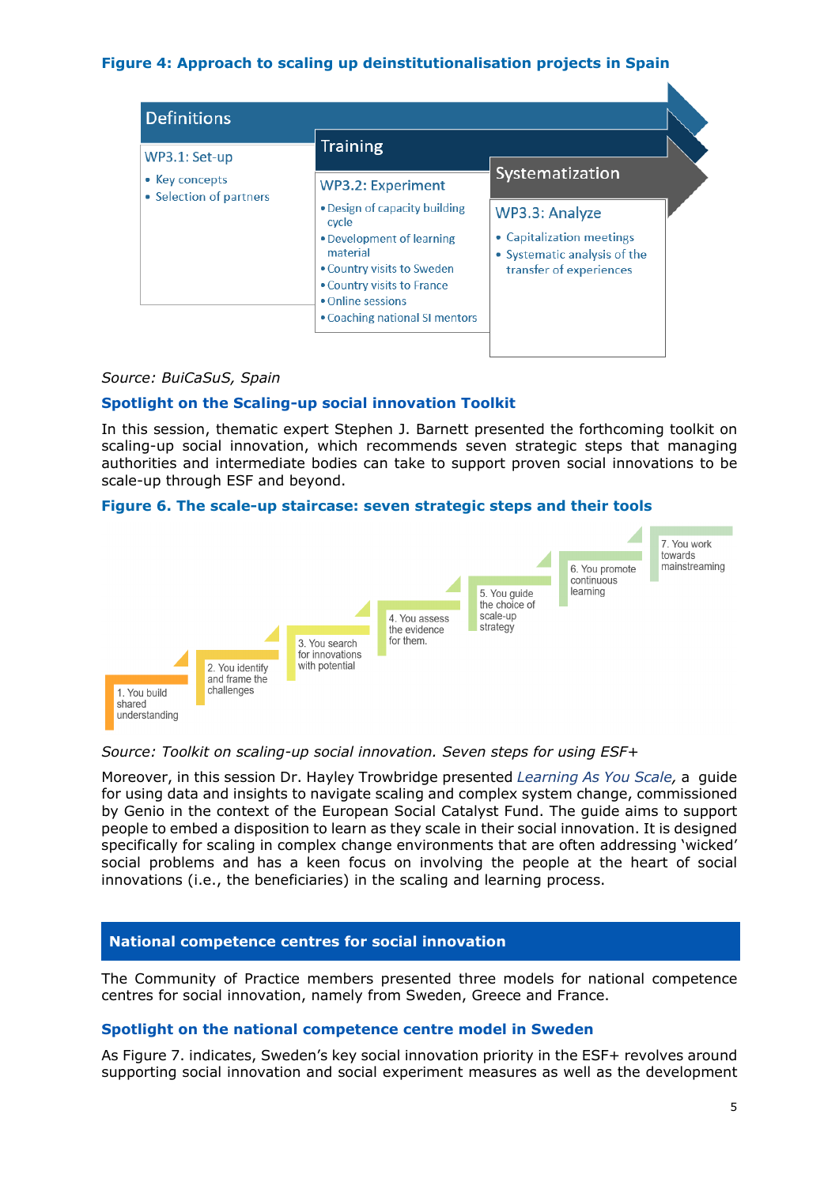**Figure 4: Approach to scaling up deinstitutionalisation projects in Spain**

| Definitions | Training | Systematization |
|---|---|---|
| **WP3.1: Set-up** | **WP3.2: Experiment** | **WP3.3: Analyze** |
| • Key concepts<br>• Selection of partners | • Design of capacity building cycle<br>• Development of learning material<br>• Country visits to Sweden<br>• Country visits to France<br>• Online sessions<br>• Coaching national SI mentors | • Capitalization meetings<br>• Systematic analysis of the transfer of experiences |

*Source: BuiCaSuS, Spain*

### Spotlight on the Scaling-up social innovation Toolkit

In this session, thematic expert Stephen J. Barnett presented the forthcoming toolkit on scaling-up social innovation, which recommends seven strategic steps that managing authorities and intermediate bodies can take to support proven social innovations to be scale-up through ESF and beyond.

**Figure 6. The scale-up staircase: seven strategic steps and their tools**

1. You build shared understanding
2. You identify and frame the challenges
3. You search for innovations with potential
4. You assess the evidence for them.
5. You guide the choice of scale-up strategy
6. You promote continuous learning
7. You work towards mainstreaming

*Source: Toolkit on scaling-up social innovation. Seven steps for using ESF+*

Moreover, in this session Dr. Hayley Trowbridge presented *Learning As You Scale*, a guide for using data and insights to navigate scaling and complex system change, commissioned by Genio in the context of the European Social Catalyst Fund. The guide aims to support people to embed a disposition to learn as they scale in their social innovation. It is designed specifically for scaling in complex change environments that are often addressing 'wicked' social problems and has a keen focus on involving the people at the heart of social innovations (i.e., the beneficiaries) in the scaling and learning process.

## National competence centres for social innovation

The Community of Practice members presented three models for national competence centres for social innovation, namely from Sweden, Greece and France.

### Spotlight on the national competence centre model in Sweden

As Figure 7. indicates, Sweden's key social innovation priority in the ESF+ revolves around supporting social innovation and social experiment measures as well as the development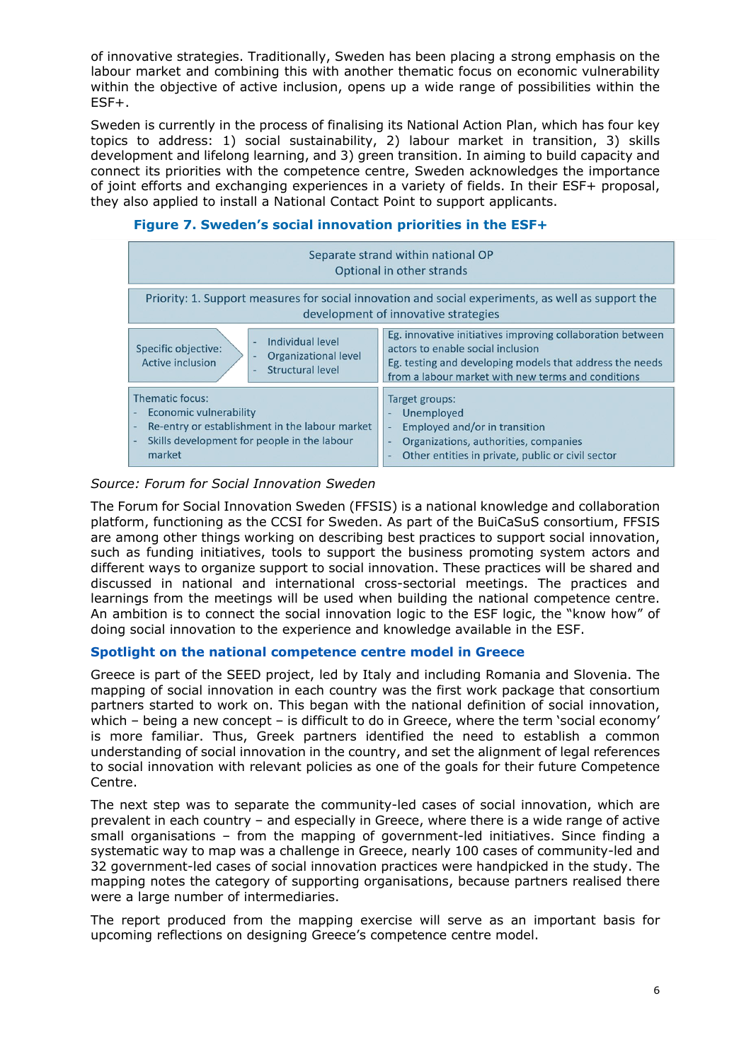of innovative strategies. Traditionally, Sweden has been placing a strong emphasis on the labour market and combining this with another thematic focus on economic vulnerability within the objective of active inclusion, opens up a wide range of possibilities within the ESF+.

Sweden is currently in the process of finalising its National Action Plan, which has four key topics to address: 1) social sustainability, 2) labour market in transition, 3) skills development and lifelong learning, and 3) green transition. In aiming to build capacity and connect its priorities with the competence centre, Sweden acknowledges the importance of joint efforts and exchanging experiences in a variety of fields. In their ESF+ proposal, they also applied to install a National Contact Point to support applicants.

### Figure 7. Sweden's social innovation priorities in the ESF+

| Separate strand within national OP<br>Optional in other strands | | |
|---|---|---|
| Priority: 1. Support measures for social innovation and social experiments, as well as support the development of innovative strategies | | |
| Specific objective: Active inclusion | - Individual level<br>- Organizational level<br>- Structural level | Eg. innovative initiatives improving collaboration between actors to enable social inclusion<br>Eg. testing and developing models that address the needs from a labour market with new terms and conditions |
| Thematic focus:<br>- Economic vulnerability<br>- Re-entry or establishment in the labour market<br>- Skills development for people in the labour market | | Target groups:<br>- Unemployed<br>- Employed and/or in transition<br>- Organizations, authorities, companies<br>- Other entities in private, public or civil sector |

*Source: Forum for Social Innovation Sweden*

The Forum for Social Innovation Sweden (FFSIS) is a national knowledge and collaboration platform, functioning as the CCSI for Sweden. As part of the BuiCaSuS consortium, FFSIS are among other things working on describing best practices to support social innovation, such as funding initiatives, tools to support the business promoting system actors and different ways to organize support to social innovation. These practices will be shared and discussed in national and international cross-sectorial meetings. The practices and learnings from the meetings will be used when building the national competence centre. An ambition is to connect the social innovation logic to the ESF logic, the "know how" of doing social innovation to the experience and knowledge available in the ESF.

### Spotlight on the national competence centre model in Greece

Greece is part of the SEED project, led by Italy and including Romania and Slovenia. The mapping of social innovation in each country was the first work package that consortium partners started to work on. This began with the national definition of social innovation, which – being a new concept – is difficult to do in Greece, where the term 'social economy' is more familiar. Thus, Greek partners identified the need to establish a common understanding of social innovation in the country, and set the alignment of legal references to social innovation with relevant policies as one of the goals for their future Competence Centre.

The next step was to separate the community-led cases of social innovation, which are prevalent in each country – and especially in Greece, where there is a wide range of active small organisations – from the mapping of government-led initiatives. Since finding a systematic way to map was a challenge in Greece, nearly 100 cases of community-led and 32 government-led cases of social innovation practices were handpicked in the study. The mapping notes the category of supporting organisations, because partners realised there were a large number of intermediaries.

The report produced from the mapping exercise will serve as an important basis for upcoming reflections on designing Greece's competence centre model.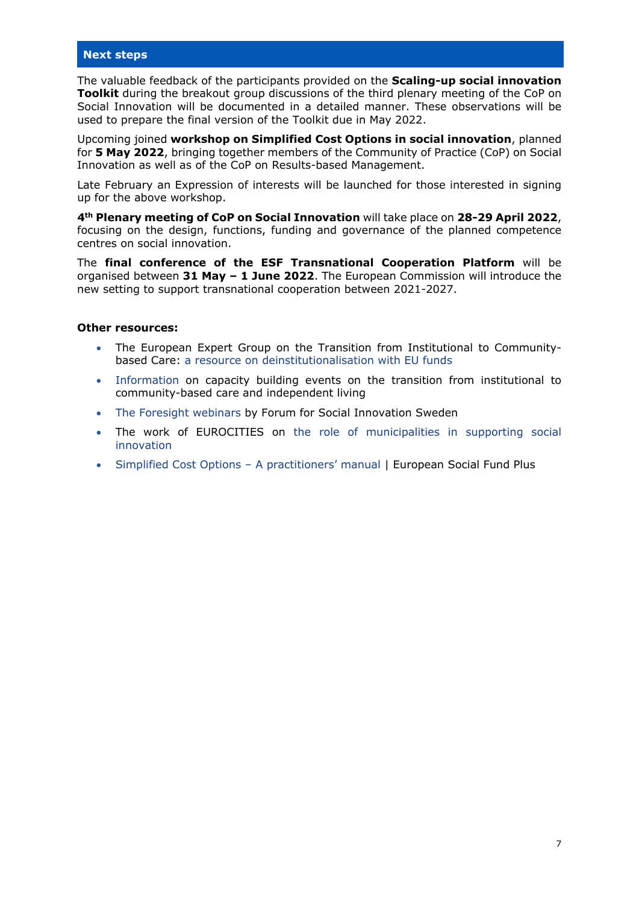## Next steps

The valuable feedback of the participants provided on the **Scaling-up social innovation Toolkit** during the breakout group discussions of the third plenary meeting of the CoP on Social Innovation will be documented in a detailed manner. These observations will be used to prepare the final version of the Toolkit due in May 2022.

Upcoming joined **workshop on Simplified Cost Options in social innovation**, planned for **5 May 2022**, bringing together members of the Community of Practice (CoP) on Social Innovation as well as of the CoP on Results-based Management.

Late February an Expression of interests will be launched for those interested in signing up for the above workshop.

**4th Plenary meeting of CoP on Social Innovation** will take place on **28-29 April 2022**, focusing on the design, functions, funding and governance of the planned competence centres on social innovation.

The **final conference of the ESF Transnational Cooperation Platform** will be organised between **31 May – 1 June 2022**. The European Commission will introduce the new setting to support transnational cooperation between 2021-2027.

**Other resources:**

- The European Expert Group on the Transition from Institutional to Community-based Care: a resource on deinstitutionalisation with EU funds
- Information on capacity building events on the transition from institutional to community-based care and independent living
- The Foresight webinars by Forum for Social Innovation Sweden
- The work of EUROCITIES on the role of municipalities in supporting social innovation
- Simplified Cost Options – A practitioners' manual | European Social Fund Plus